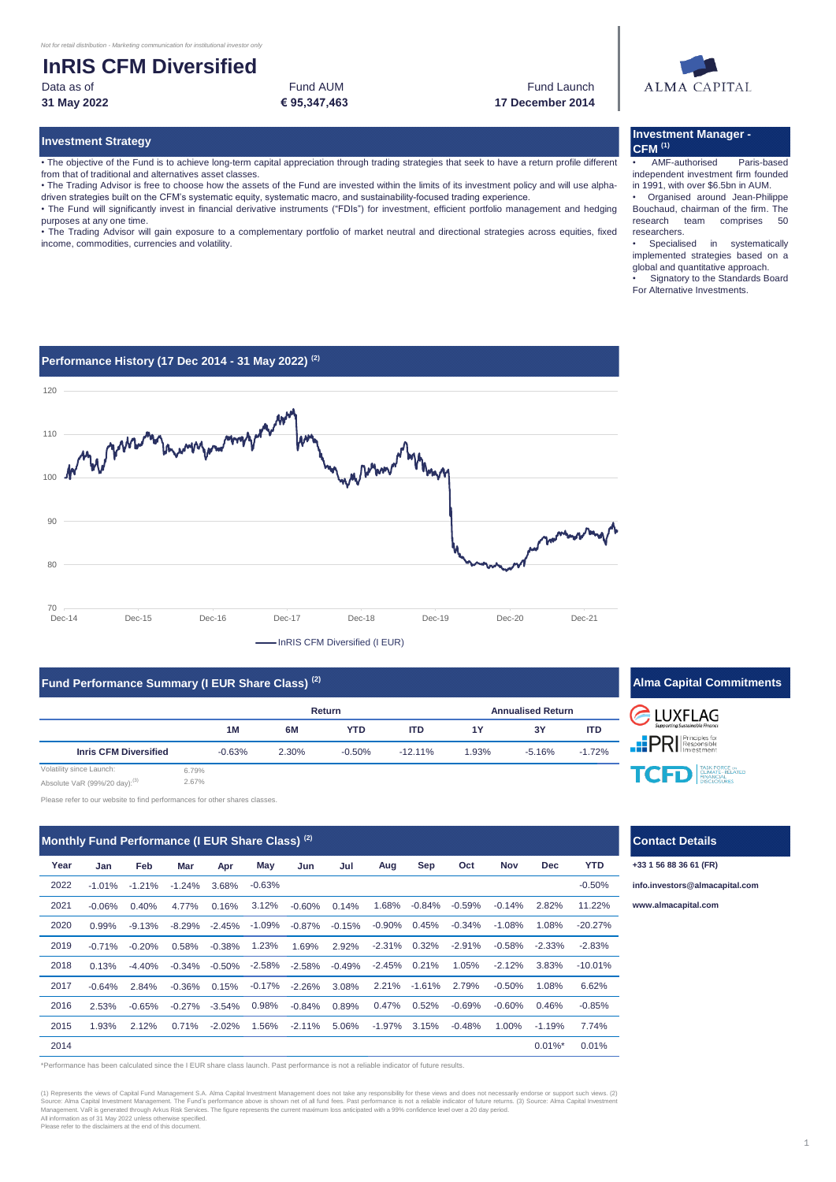*Not for retail distribution - Marketing communication for institutional investor only*

# InRIS CFM Diversified

| Data as of | Fund AUM | Fund Launch |
|---|---|---|
| **31 May 2022** | **€ 95,347,463** | **17 December 2014** |

ALMA CAPITAL

## Investment Strategy

• The objective of the Fund is to achieve long-term capital appreciation through trading strategies that seek to have a return profile different from that of traditional and alternatives asset classes.

• The Trading Advisor is free to choose how the assets of the Fund are invested within the limits of its investment policy and will use alpha-driven strategies built on the CFM's systematic equity, systematic macro, and sustainability-focused trading experience.

• The Fund will significantly invest in financial derivative instruments ("FDIs") for investment, efficient portfolio management and hedging purposes at any one time.

• The Trading Advisor will gain exposure to a complementary portfolio of market neutral and directional strategies across equities, fixed income, commodities, currencies and volatility.

## Investment Manager - CFM [1]

• AMF-authorised Paris-based independent investment firm founded in 1991, with over $6.5bn in AUM.

• Organised around Jean-Philippe Bouchaud, chairman of the firm. The research team comprises 50 researchers.

• Specialised in systematically implemented strategies based on a global and quantitative approach.

• Signatory to the Standards Board For Alternative Investments.

## Performance History (17 Dec 2014 - 31 May 2022) [2]

InRIS CFM Diversified (I EUR)

## Fund Performance Summary (I EUR Share Class) [2]

| | Return | | | | Annualised Return | | |
|---|---|---|---|---|---|---|---|
| | 1M | 6M | YTD | ITD | 1Y | 3Y | ITD |
| **Inris CFM Diversified** | -0.63% | 2.30% | -0.50% | -12.11% | 1.93% | -5.16% | -1.72% |

Volatility since Launch: 6.79%

Absolute VaR (99%/20 day):[3] 2.67%

Please refer to our website to find performances for other shares classes.

## Alma Capital Commitments

LUXFLAG, PRI (Principles for Responsible Investment), TCFD (Task Force on Climate-Related Financial Disclosures)

## Monthly Fund Performance (I EUR Share Class) [2]

| Year | Jan | Feb | Mar | Apr | May | Jun | Jul | Aug | Sep | Oct | Nov | Dec | YTD |
|---|---|---|---|---|---|---|---|---|---|---|---|---|---|
| 2022 | -1.01% | -1.21% | -1.24% | 3.68% | -0.63% | | | | | | | | -0.50% |
| 2021 | -0.06% | 0.40% | 4.77% | 0.16% | 3.12% | -0.60% | 0.14% | 1.68% | -0.84% | -0.59% | -0.14% | 2.82% | 11.22% |
| 2020 | 0.99% | -9.13% | -8.29% | -2.45% | -1.09% | -0.87% | -0.15% | -0.90% | 0.45% | -0.34% | -1.08% | 1.08% | -20.27% |
| 2019 | -0.71% | -0.20% | 0.58% | -0.38% | 1.23% | 1.69% | 2.92% | -2.31% | 0.32% | -2.91% | -0.58% | -2.33% | -2.83% |
| 2018 | 0.13% | -4.40% | -0.34% | -0.50% | -2.58% | -2.58% | -0.49% | -2.45% | 0.21% | 1.05% | -2.12% | 3.83% | -10.01% |
| 2017 | -0.64% | 2.84% | -0.36% | 0.15% | -0.17% | -2.26% | 3.08% | 2.21% | -1.61% | 2.79% | -0.50% | 1.08% | 6.62% |
| 2016 | 2.53% | -0.65% | -0.27% | -3.54% | 0.98% | -0.84% | 0.89% | 0.47% | 0.52% | -0.69% | -0.60% | 0.46% | -0.85% |
| 2015 | 1.93% | 2.12% | 0.71% | -2.02% | 1.56% | -2.11% | 5.06% | -1.97% | 3.15% | -0.48% | 1.00% | -1.19% | 7.74% |
| 2014 | | | | | | | | | | | | 0.01%* | 0.01% |

*Performance has been calculated since the I EUR share class launch. Past performance is not a reliable indicator of future results.

## Contact Details

**+33 1 56 88 36 61 (FR)**

**info.investors@almacapital.com**

**www.almacapital.com**

(1) Represents the views of Capital Fund Management S.A. Alma Capital Investment Management does not take any responsibility for these views and does not necessarily endorse or support such views. (2) Source: Alma Capital Investment Management. The Fund's performance above is shown net of all fund fees. Past performance is not a reliable indicator of future returns. (3) Source: Alma Capital Investment Management. VaR is generated through Arkus Risk Services. The figure represents the current maximum loss anticipated with a 99% confidence level over a 20 day period.
All information as of 31 May 2022 unless otherwise specified.
Please refer to the disclaimers at the end of this document.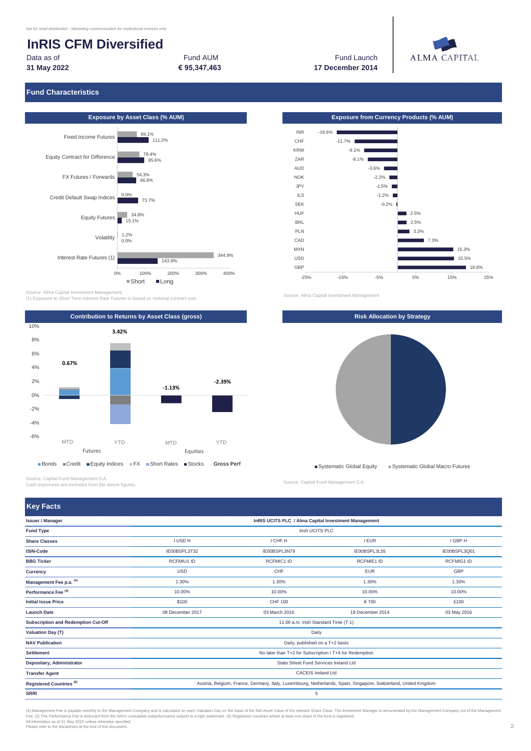*Not for retail distribution - Marketing communication for institutional investor only*

# InRIS CFM Diversified

| Data as of | Fund AUM | Fund Launch |
|---|---|---|
| **31 May 2022** | **€ 95,347,463** | **17 December 2014** |

ALMA CAPITAL

## Fund Characteristics

### Exposure by Asset Class (% AUM)

| Asset Class | Short | Long |
|---|---|---|
| Fixed Income Futures | 69.1% | 111.2% |
| Equity Contract for Difference | 78.4% | 95.6% |
| FX Futures / Forwards | 54.3% | 66.8% |
| Credit Default Swap Indices | 0.0% | 73.7% |
| Equity Futures | 34.8% | 15.1% |
| Volatility | 1.2% | 0.0% |
| Interest Rate Futures (1) | 344.9% | 143.9% |

Source: Alma Capital Investment Management
(1) Exposure to Short Term Interest Rate Futures is based on notional contract size.

### Exposure from Currency Products (% AUM)

| Currency | Exposure |
|---|---|
| INR | -16.6% |
| CHF | -11.7% |
| KRW | -9.1% |
| ZAR | -8.1% |
| AUD | -3.6% |
| NOK | -2.2% |
| JPY | -1.5% |
| ILS | -1.2% |
| SEK | -0.2% |
| HUF | 2.5% |
| BRL | 2.5% |
| PLN | 3.3% |
| CAD | 7.3% |
| MXN | 15.3% |
| USD | 15.5% |
| GBP | 18.8% |

Source: Alma Capital Investment Management

### Contribution to Returns by Asset Class (gross)

| | Futures MTD | Futures YTD | Equities MTD | Equities YTD |
|---|---|---|---|---|
| Gross Perf | 0.67% | 3.42% | -1.13% | -2.39% |

Legend: Bonds, Credit, Equity Indices, FX, Short Rates, Stocks, Gross Perf

Source: Capital Fund Management S.A.
Cash exposures are excluded from the above figures.

### Risk Allocation by Strategy

Legend: Systematic Global Equity, Systematic Global Macro Futures

Source: Capital Fund Management S.A.

## Key Facts

| **Issuer / Manager** | **InRIS UCITS PLC / Alma Capital Investment Management** | | | |
|---|---|---|---|---|
| **Fund Type** | Irish UCITS PLC | | | |
| **Share Classes** | I USD H | I CHF H | I EUR | I GBP H |
| **ISIN-Code** | IE00BSPL3T32 | IE00BSPL3N79 | IE00BSPL3L55 | IE00BSPL3Q01 |
| **BBG Ticker** | RCFMIU1 ID | RCFMIC1 ID | RCFMIE1 ID | RCFMIG1 ID |
| **Currency** | USD | CHF | EUR | GBP |
| **Management Fee p.a. (4)** | 1.30% | 1.30% | 1.30% | 1.30% |
| **Performance Fee (5)** | 10.00% | 10.00% | 10.00% | 10.00% |
| **Initial Issue Price** | $100 | CHF 100 | € 100 | £100 |
| **Launch Date** | 08 December 2017 | 03 March 2016 | 19 December 2014 | 03 May 2016 |
| **Subscription and Redemption Cut-Off** | 11.00 a.m. Irish Standard Time (T-1) | | | |
| **Valuation Day (T)** | Daily | | | |
| **NAV Publication** | Daily, published on a T+2 basis | | | |
| **Settlement** | No later than T+2 for Subscription / T+4 for Redemption | | | |
| **Depositary, Administrator** | State Street Fund Services Ireland Ltd | | | |
| **Transfer Agent** | CACEIS Ireland Ltd | | | |
| **Registered Countries (6)** | Austria, Belgium, France, Germany, Italy, Luxembourg, Netherlands, Spain, Singapore, Switzerland, United Kingdom | | | |
| **SRRI** | 5 | | | |

(4) Management Fee is payable monthly to the Management Company and is calculated on each Valuation Day on the basis of the Net Asset Value of the relevant Share Class. The Investment Manager is remunerated by the Management Company out of the Management Fee. (5) The Performance Fee is deducted from the NAVs cumulative outperformance subject to a high watermark. (6) Registered countries where at least one share of the fund is registered.
All information as of 31 May 2022 unless otherwise specified.
Please refer to the disclaimers at the end of this document.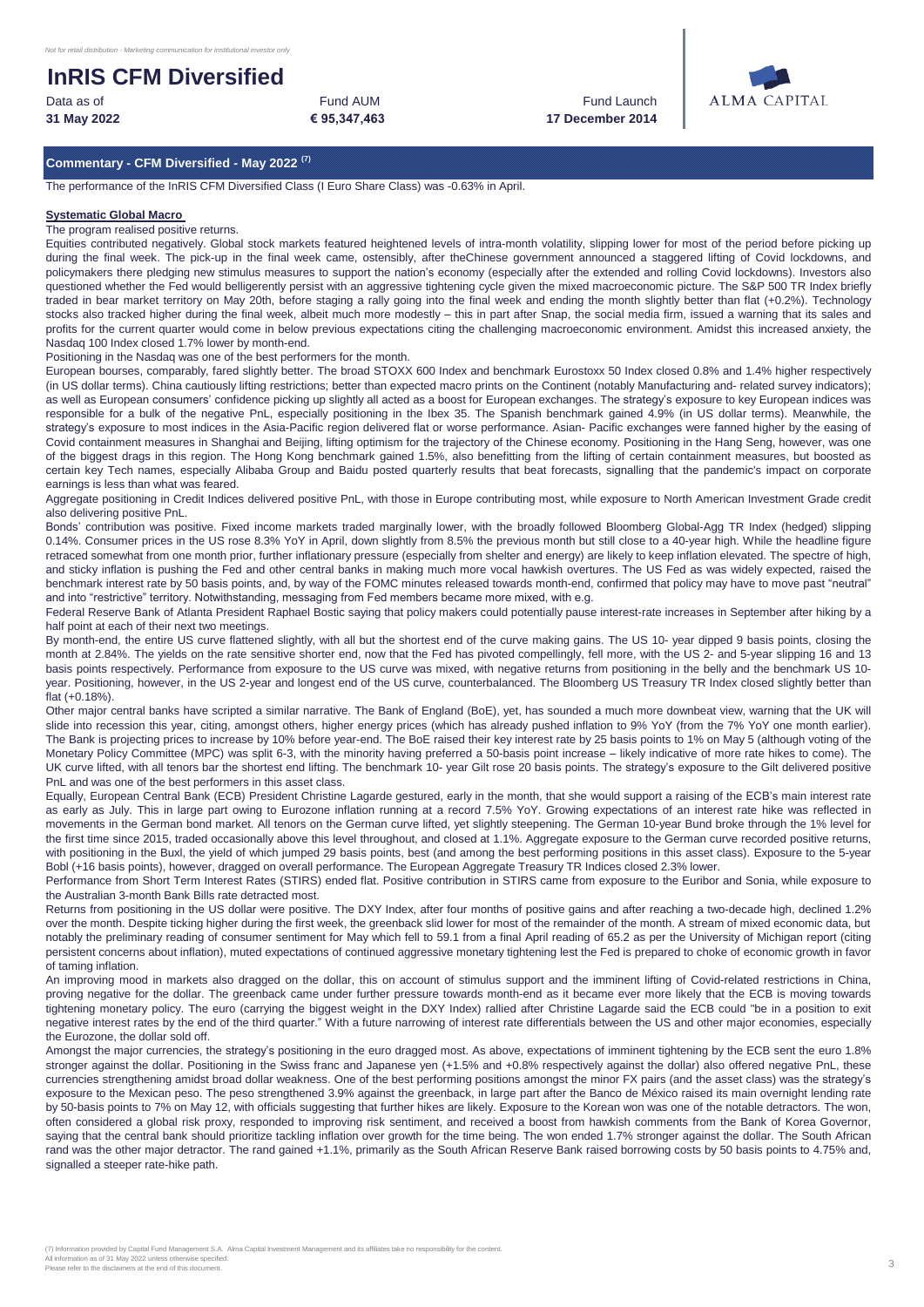*Not for retail distribution - Marketing communication for institutional investor only*

# InRIS CFM Diversified

| Data as of | Fund AUM | Fund Launch |
|---|---|---|
| **31 May 2022** | **€ 95,347,463** | **17 December 2014** |

## Commentary - CFM Diversified - May 2022 (7)

The performance of the InRIS CFM Diversified Class (I Euro Share Class) was -0.63% in April.

### Systematic Global Macro

The program realised positive returns.

Equities contributed negatively. Global stock markets featured heightened levels of intra-month volatility, slipping lower for most of the period before picking up during the final week. The pick-up in the final week came, ostensibly, after theChinese government announced a staggered lifting of Covid lockdowns, and policymakers there pledging new stimulus measures to support the nation's economy (especially after the extended and rolling Covid lockdowns). Investors also questioned whether the Fed would belligerently persist with an aggressive tightening cycle given the mixed macroeconomic picture. The S&P 500 TR Index briefly traded in bear market territory on May 20th, before staging a rally going into the final week and ending the month slightly better than flat (+0.2%). Technology stocks also tracked higher during the final week, albeit much more modestly – this in part after Snap, the social media firm, issued a warning that its sales and profits for the current quarter would come in below previous expectations citing the challenging macroeconomic environment. Amidst this increased anxiety, the Nasdaq 100 Index closed 1.7% lower by month-end.

Positioning in the Nasdaq was one of the best performers for the month.

European bourses, comparably, fared slightly better. The broad STOXX 600 Index and benchmark Eurostoxx 50 Index closed 0.8% and 1.4% higher respectively (in US dollar terms). China cautiously lifting restrictions; better than expected macro prints on the Continent (notably Manufacturing and- related survey indicators); as well as European consumers' confidence picking up slightly all acted as a boost for European exchanges. The strategy's exposure to key European indices was responsible for a bulk of the negative PnL, especially positioning in the Ibex 35. The Spanish benchmark gained 4.9% (in US dollar terms). Meanwhile, the strategy's exposure to most indices in the Asia-Pacific region delivered flat or worse performance. Asian- Pacific exchanges were fanned higher by the easing of Covid containment measures in Shanghai and Beijing, lifting optimism for the trajectory of the Chinese economy. Positioning in the Hang Seng, however, was one of the biggest drags in this region. The Hong Kong benchmark gained 1.5%, also benefitting from the lifting of certain containment measures, but boosted as certain key Tech names, especially Alibaba Group and Baidu posted quarterly results that beat forecasts, signalling that the pandemic's impact on corporate earnings is less than what was feared.

Aggregate positioning in Credit Indices delivered positive PnL, with those in Europe contributing most, while exposure to North American Investment Grade credit also delivering positive PnL.

Bonds' contribution was positive. Fixed income markets traded marginally lower, with the broadly followed Bloomberg Global-Agg TR Index (hedged) slipping 0.14%. Consumer prices in the US rose 8.3% YoY in April, down slightly from 8.5% the previous month but still close to a 40-year high. While the headline figure retraced somewhat from one month prior, further inflationary pressure (especially from shelter and energy) are likely to keep inflation elevated. The spectre of high, and sticky inflation is pushing the Fed and other central banks in making much more vocal hawkish overtures. The US Fed as was widely expected, raised the benchmark interest rate by 50 basis points, and, by way of the FOMC minutes released towards month-end, confirmed that policy may have to move past "neutral" and into "restrictive" territory. Notwithstanding, messaging from Fed members became more mixed, with e.g.

Federal Reserve Bank of Atlanta President Raphael Bostic saying that policy makers could potentially pause interest-rate increases in September after hiking by a half point at each of their next two meetings.

By month-end, the entire US curve flattened slightly, with all but the shortest end of the curve making gains. The US 10- year dipped 9 basis points, closing the month at 2.84%. The yields on the rate sensitive shorter end, now that the Fed has pivoted compellingly, fell more, with the US 2- and 5-year slipping 16 and 13 basis points respectively. Performance from exposure to the US curve was mixed, with negative returns from positioning in the belly and the benchmark US 10-year. Positioning, however, in the US 2-year and longest end of the US curve, counterbalanced. The Bloomberg US Treasury TR Index closed slightly better than flat (+0.18%).

Other major central banks have scripted a similar narrative. The Bank of England (BoE), yet, has sounded a much more downbeat view, warning that the UK will slide into recession this year, citing, amongst others, higher energy prices (which has already pushed inflation to 9% YoY (from the 7% YoY one month earlier). The Bank is projecting prices to increase by 10% before year-end. The BoE raised their key interest rate by 25 basis points to 1% on May 5 (although voting of the Monetary Policy Committee (MPC) was split 6-3, with the minority having preferred a 50-basis point increase – likely indicative of more rate hikes to come). The UK curve lifted, with all tenors bar the shortest end lifting. The benchmark 10- year Gilt rose 20 basis points. The strategy's exposure to the Gilt delivered positive PnL and was one of the best performers in this asset class.

Equally, European Central Bank (ECB) President Christine Lagarde gestured, early in the month, that she would support a raising of the ECB's main interest rate as early as July. This in large part owing to Eurozone inflation running at a record 7.5% YoY. Growing expectations of an interest rate hike was reflected in movements in the German bond market. All tenors on the German curve lifted, yet slightly steepening. The German 10-year Bund broke through the 1% level for the first time since 2015, traded occasionally above this level throughout, and closed at 1.1%. Aggregate exposure to the German curve recorded positive returns, with positioning in the Buxl, the yield of which jumped 29 basis points, best (and among the best performing positions in this asset class). Exposure to the 5-year Bobl (+16 basis points), however, dragged on overall performance. The European Aggregate Treasury TR Indices closed 2.3% lower.

Performance from Short Term Interest Rates (STIRS) ended flat. Positive contribution in STIRS came from exposure to the Euribor and Sonia, while exposure to the Australian 3-month Bank Bills rate detracted most.

Returns from positioning in the US dollar were positive. The DXY Index, after four months of positive gains and after reaching a two-decade high, declined 1.2% over the month. Despite ticking higher during the first week, the greenback slid lower for most of the remainder of the month. A stream of mixed economic data, but notably the preliminary reading of consumer sentiment for May which fell to 59.1 from a final April reading of 65.2 as per the University of Michigan report (citing persistent concerns about inflation), muted expectations of continued aggressive monetary tightening lest the Fed is prepared to choke of economic growth in favor of taming inflation.

An improving mood in markets also dragged on the dollar, this on account of stimulus support and the imminent lifting of Covid-related restrictions in China, proving negative for the dollar. The greenback came under further pressure towards month-end as it became ever more likely that the ECB is moving towards tightening monetary policy. The euro (carrying the biggest weight in the DXY Index) rallied after Christine Lagarde said the ECB could "be in a position to exit negative interest rates by the end of the third quarter." With a future narrowing of interest rate differentials between the US and other major economies, especially the Eurozone, the dollar sold off.

Amongst the major currencies, the strategy's positioning in the euro dragged most. As above, expectations of imminent tightening by the ECB sent the euro 1.8% stronger against the dollar. Positioning in the Swiss franc and Japanese yen (+1.5% and +0.8% respectively against the dollar) also offered negative PnL, these currencies strengthening amidst broad dollar weakness. One of the best performing positions amongst the minor FX pairs (and the asset class) was the strategy's exposure to the Mexican peso. The peso strengthened 3.9% against the greenback, in large part after the Banco de México raised its main overnight lending rate by 50-basis points to 7% on May 12, with officials suggesting that further hikes are likely. Exposure to the Korean won was one of the notable detractors. The won, often considered a global risk proxy, responded to improving risk sentiment, and received a boost from hawkish comments from the Bank of Korea Governor, saying that the central bank should prioritize tackling inflation over growth for the time being. The won ended 1.7% stronger against the dollar. The South African rand was the other major detractor. The rand gained +1.1%, primarily as the South African Reserve Bank raised borrowing costs by 50 basis points to 4.75% and, signalled a steeper rate-hike path.

(7) Information provided by Capital Fund Management S.A. Alma Capital Investment Management and its affiliates take no responsibility for the content.
All information as of 31 May 2022 unless otherwise specified.
Please refer to the disclaimers at the end of this document.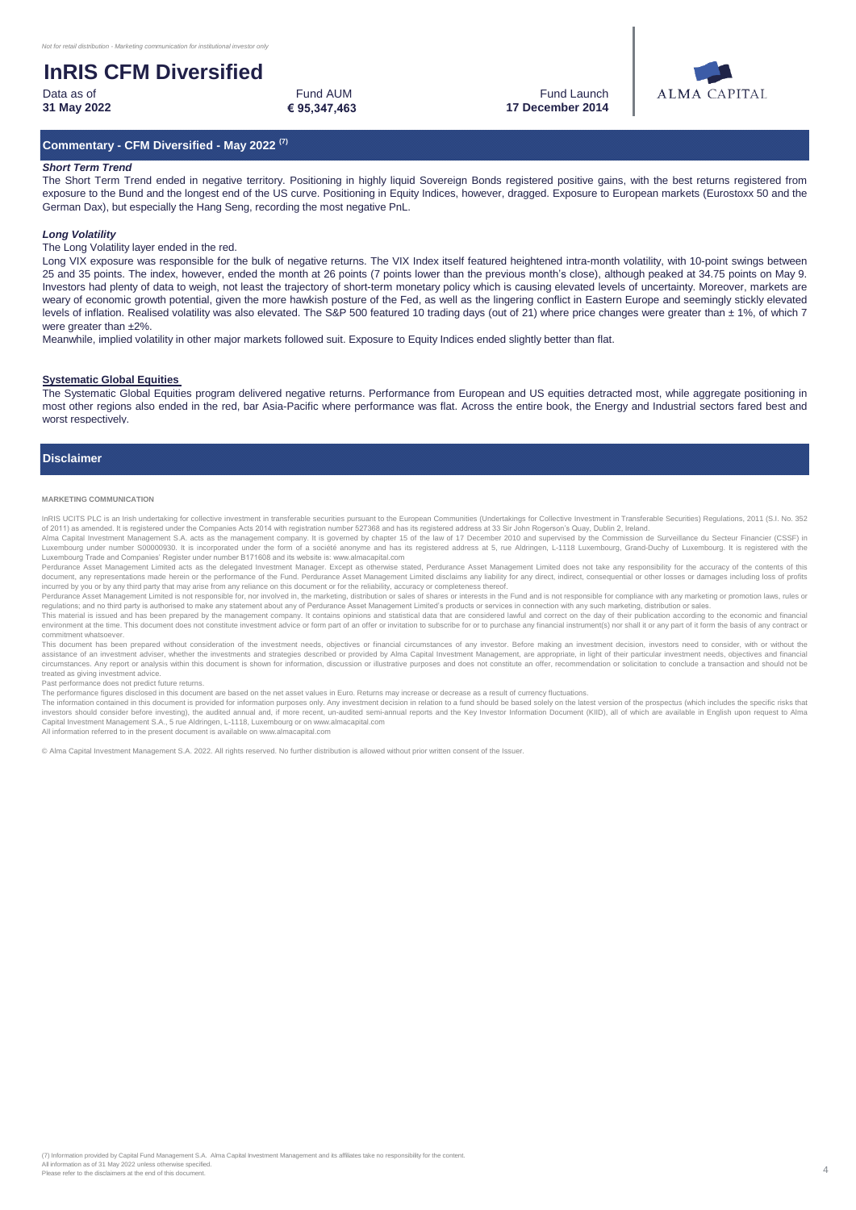*Not for retail distribution - Marketing communication for institutional investor only*

# InRIS CFM Diversified

| Data as of | Fund AUM | Fund Launch |
| --- | --- | --- |
| **31 May 2022** | **€ 95,347,463** | **17 December 2014** |

ALMA CAPITAL

## Commentary - CFM Diversified - May 2022 (7)

***Short Term Trend***

The Short Term Trend ended in negative territory. Positioning in highly liquid Sovereign Bonds registered positive gains, with the best returns registered from exposure to the Bund and the longest end of the US curve. Positioning in Equity Indices, however, dragged. Exposure to European markets (Eurostoxx 50 and the German Dax), but especially the Hang Seng, recording the most negative PnL.

***Long Volatility***

The Long Volatility layer ended in the red.

Long VIX exposure was responsible for the bulk of negative returns. The VIX Index itself featured heightened intra-month volatility, with 10-point swings between 25 and 35 points. The index, however, ended the month at 26 points (7 points lower than the previous month's close), although peaked at 34.75 points on May 9. Investors had plenty of data to weigh, not least the trajectory of short-term monetary policy which is causing elevated levels of uncertainty. Moreover, markets are weary of economic growth potential, given the more hawkish posture of the Fed, as well as the lingering conflict in Eastern Europe and seemingly stickly elevated levels of inflation. Realised volatility was also elevated. The S&P 500 featured 10 trading days (out of 21) where price changes were greater than ± 1%, of which 7 were greater than ±2%.

Meanwhile, implied volatility in other major markets followed suit. Exposure to Equity Indices ended slightly better than flat.

**Systematic Global Equities**

The Systematic Global Equities program delivered negative returns. Performance from European and US equities detracted most, while aggregate positioning in most other regions also ended in the red, bar Asia-Pacific where performance was flat. Across the entire book, the Energy and Industrial sectors fared best and worst respectively.

## Disclaimer

**MARKETING COMMUNICATION**

InRIS UCITS PLC is an Irish undertaking for collective investment in transferable securities pursuant to the European Communities (Undertakings for Collective Investment in Transferable Securities) Regulations, 2011 (S.I. No. 352 of 2011) as amended. It is registered under the Companies Acts 2014 with registration number 527368 and has its registered address at 33 Sir John Rogerson's Quay, Dublin 2, Ireland.

Alma Capital Investment Management S.A. acts as the management company. It is governed by chapter 15 of the law of 17 December 2010 and supervised by the Commission de Surveillance du Secteur Financier (CSSF) in Luxembourg under number S00000930. It is incorporated under the form of a société anonyme and has its registered address at 5, rue Aldringen, L-1118 Luxembourg, Grand-Duchy of Luxembourg. It is registered with the Luxembourg Trade and Companies' Register under number B171608 and its website is: www.almacapital.com

Perdurance Asset Management Limited acts as the delegated Investment Manager. Except as otherwise stated, Perdurance Asset Management Limited does not take any responsibility for the accuracy of the contents of this document, any representations made herein or the performance of the Fund. Perdurance Asset Management Limited disclaims any liability for any direct, indirect, consequential or other losses or damages including loss of profits incurred by you or by any third party that may arise from any reliance on this document or for the reliability, accuracy or completeness thereof.

Perdurance Asset Management Limited is not responsible for, nor involved in, the marketing, distribution or sales of shares or interests in the Fund and is not responsible for compliance with any marketing or promotion laws, rules or regulations; and no third party is authorised to make any statement about any of Perdurance Asset Management Limited's products or services in connection with any such marketing, distribution or sales.

This material is issued and has been prepared by the management company. It contains opinions and statistical data that are considered lawful and correct on the day of their publication according to the economic and financial environment at the time. This document does not constitute investment advice or form part of an offer or invitation to subscribe for or to purchase any financial instrument(s) nor shall it or any part of it form the basis of any contract or commitment whatsoever.

This document has been prepared without consideration of the investment needs, objectives or financial circumstances of any investor. Before making an investment decision, investors need to consider, with or without the assistance of an investment adviser, whether the investments and strategies described or provided by Alma Capital Investment Management, are appropriate, in light of their particular investment needs, objectives and financial circumstances. Any report or analysis within this document is shown for information, discussion or illustrative purposes and does not constitute an offer, recommendation or solicitation to conclude a transaction and should not be treated as giving investment advice.

Past performance does not predict future returns.

The performance figures disclosed in this document are based on the net asset values in Euro. Returns may increase or decrease as a result of currency fluctuations.

The information contained in this document is provided for information purposes only. Any investment decision in relation to a fund should be based solely on the latest version of the prospectus (which includes the specific risks that investors should consider before investing), the audited annual and, if more recent, un-audited semi-annual reports and the Key Investor Information Document (KIID), all of which are available in English upon request to Alma Capital Investment Management S.A., 5 rue Aldringen, L-1118, Luxembourg or on www.almacapital.com

All information referred to in the present document is available on www.almacapital.com

© Alma Capital Investment Management S.A. 2022. All rights reserved. No further distribution is allowed without prior written consent of the Issuer.

(7) Information provided by Capital Fund Management S.A. Alma Capital Investment Management and its affiliates take no responsibility for the content.
All information as of 31 May 2022 unless otherwise specified.
Please refer to the disclaimers at the end of this document.